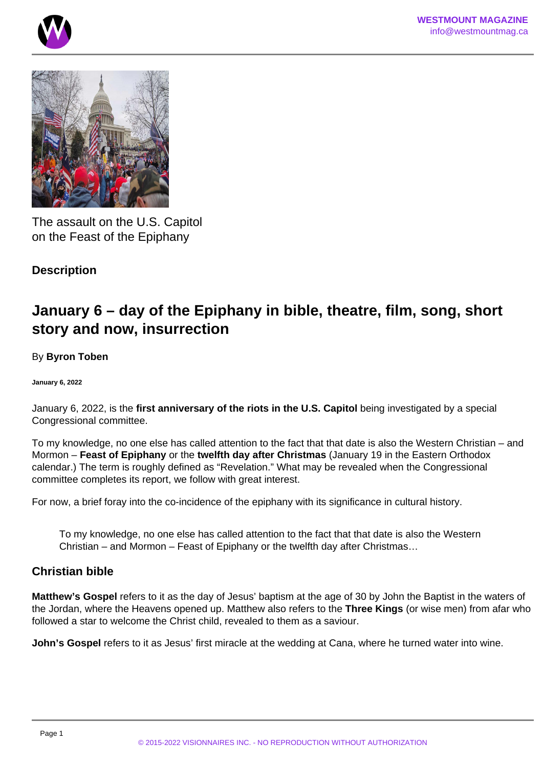The assault on the U.S. Capitol on the Feast of the Epiphany

**Description**

# January 6 – day of the Epiphany in bible, theatre, film, song, short story and now, insurrection

By **Byron Toben**

**January 6, 2022**

January 6, 2022, is the **first anniversary of the riots in the U.S. Capitol** being investigated by a special Congressional committee.

To my knowledge, no one else has called attention to the fact that that date is also the Western Christian – and Mormon – **Feast of Epiphany** or the **twelfth day after Christmas** (January 19 in the Eastern Orthodox calendar.) The term is roughly defined as "Revelation." What may be revealed when the Congressional committee completes its report, we follow with great interest.

For now, a brief foray into the co-incidence of the epiphany with its significance in cultural history.

> To my knowledge, no one else has called attention to the fact that that date is also the Western Christian – and Mormon – Feast of Epiphany or the twelfth day after Christmas…

## Christian bible

**Matthew's Gospel** refers to it as the day of Jesus' baptism at the age of 30 by John the Baptist in the waters of the Jordan, where the Heavens opened up. Matthew also refers to the **Three Kings** (or wise men) from afar who followed a star to welcome the Christ child, revealed to them as a saviour.

**John's Gospel** refers to it as Jesus' first miracle at the wedding at Cana, where he turned water into wine.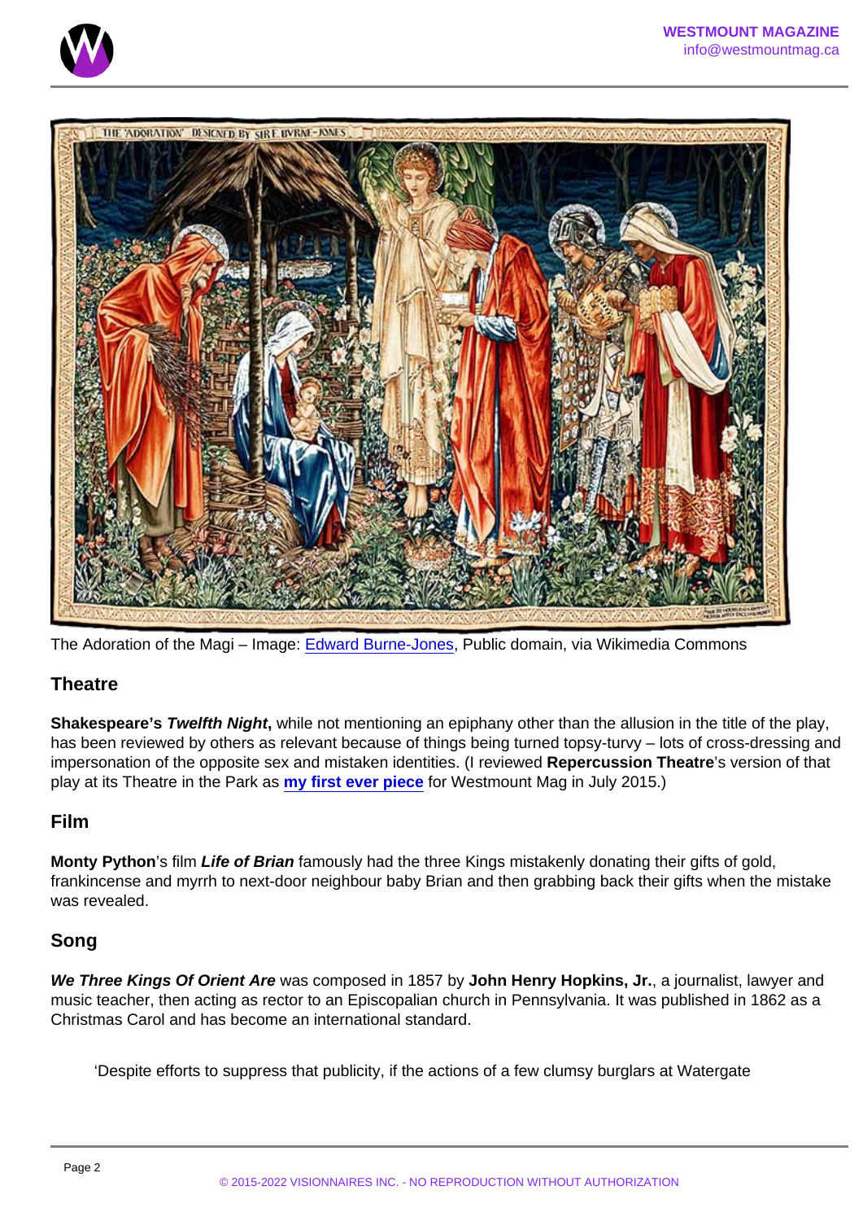The Adoration of the Magi – Image: Edward Burne-Jones, Public domain, via Wikimedia Commons

## Theatre

**Shakespeare's *Twelfth Night*,** while not mentioning an epiphany other than the allusion in the title of the play, has been reviewed by others as relevant because of things being turned topsy-turvy – lots of cross-dressing and impersonation of the opposite sex and mistaken identities. (I reviewed **Repercussion Theatre**'s version of that play at its Theatre in the Park as **my first ever piece** for Westmount Mag in July 2015.)

## Film

**Monty Python**'s film ***Life of Brian*** famously had the three Kings mistakenly donating their gifts of gold, frankincense and myrrh to next-door neighbour baby Brian and then grabbing back their gifts when the mistake was revealed.

## Song

***We Three Kings Of Orient Are*** was composed in 1857 by **John Henry Hopkins, Jr.**, a journalist, lawyer and music teacher, then acting as rector to an Episcopalian church in Pennsylvania. It was published in 1862 as a Christmas Carol and has become an international standard.

> 'Despite efforts to suppress that publicity, if the actions of a few clumsy burglars at Watergate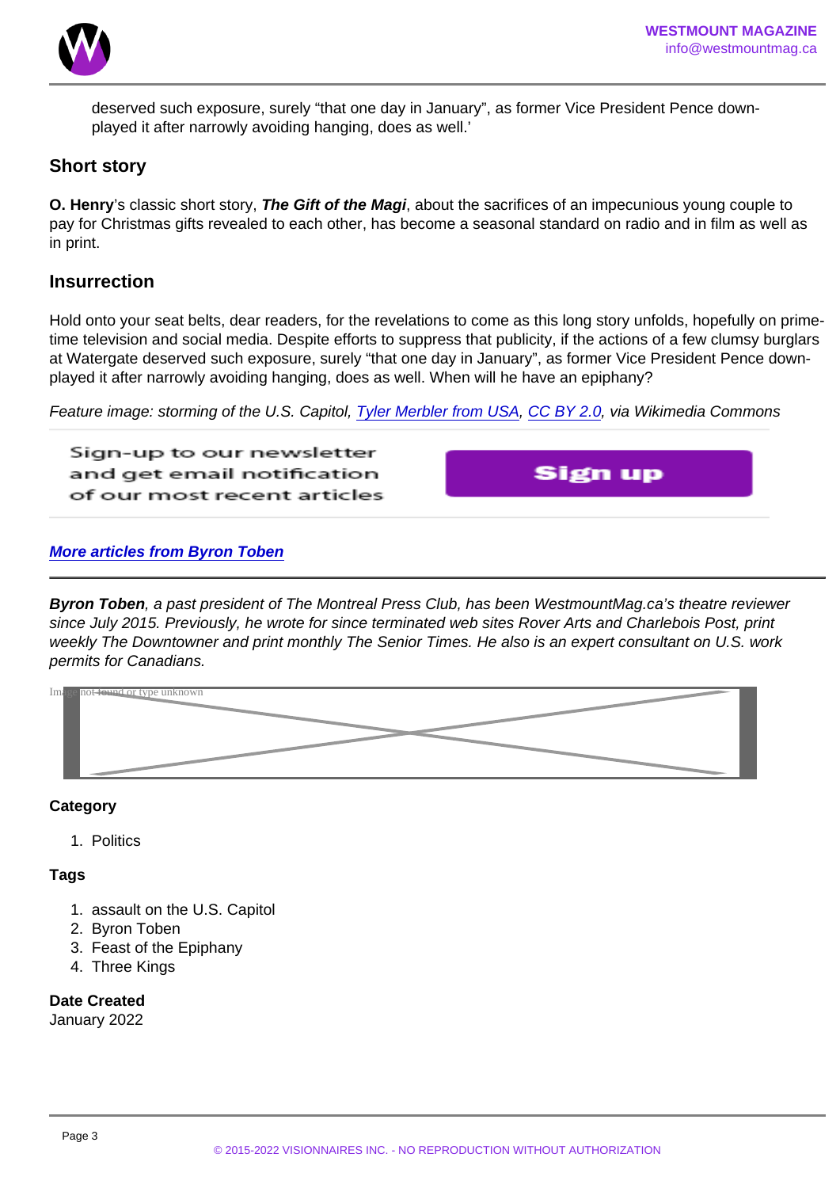deserved such exposure, surely "that one day in January", as former Vice President Pence down-played it after narrowly avoiding hanging, does as well.'

## Short story

**O. Henry**'s classic short story, ***The Gift of the Magi***, about the sacrifices of an impecunious young couple to pay for Christmas gifts revealed to each other, has become a seasonal standard on radio and in film as well as in print.

## Insurrection

Hold onto your seat belts, dear readers, for the revelations to come as this long story unfolds, hopefully on prime-time television and social media. Despite efforts to suppress that publicity, if the actions of a few clumsy burglars at Watergate deserved such exposure, surely "that one day in January", as former Vice President Pence down-played it after narrowly avoiding hanging, does as well. When will he have an epiphany?

*Feature image: storming of the U.S. Capitol, Tyler Merbler from USA, CC BY 2.0, via Wikimedia Commons*

Sign-up to our newsletter and get email notification of our most recent articles

Sign up

***More articles from Byron Toben***

***Byron Toben**, a past president of The Montreal Press Club, has been WestmountMag.ca's theatre reviewer since July 2015. Previously, he wrote for since terminated web sites Rover Arts and Charlebois Post, print weekly The Downtowner and print monthly The Senior Times. He also is an expert consultant on U.S. work permits for Canadians.*

**Category**

1. Politics

**Tags**

1. assault on the U.S. Capitol
2. Byron Toben
3. Feast of the Epiphany
4. Three Kings

**Date Created**
January 2022